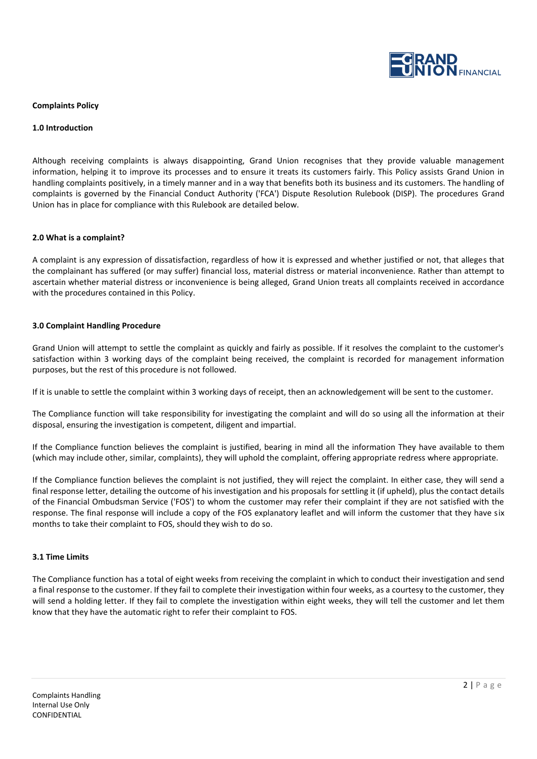**Complaints Policy**

**1.0 Introduction**

Although receiving complaints is always disappointing, Grand Union recognises that they provide valuable management information, helping it to improve its processes and to ensure it treats its customers fairly. This Policy assists Grand Union in handling complaints positively, in a timely manner and in a way that benefits both its business and its customers. The handling of complaints is governed by the Financial Conduct Authority ('FCA') Dispute Resolution Rulebook (DISP). The procedures Grand Union has in place for compliance with this Rulebook are detailed below.

**2.0 What is a complaint?**

A complaint is any expression of dissatisfaction, regardless of how it is expressed and whether justified or not, that alleges that the complainant has suffered (or may suffer) financial loss, material distress or material inconvenience. Rather than attempt to ascertain whether material distress or inconvenience is being alleged, Grand Union treats all complaints received in accordance with the procedures contained in this Policy.

**3.0 Complaint Handling Procedure**

Grand Union will attempt to settle the complaint as quickly and fairly as possible. If it resolves the complaint to the customer's satisfaction within 3 working days of the complaint being received, the complaint is recorded for management information purposes, but the rest of this procedure is not followed.

If it is unable to settle the complaint within 3 working days of receipt, then an acknowledgement will be sent to the customer.

The Compliance function will take responsibility for investigating the complaint and will do so using all the information at their disposal, ensuring the investigation is competent, diligent and impartial.

If the Compliance function believes the complaint is justified, bearing in mind all the information They have available to them (which may include other, similar, complaints), they will uphold the complaint, offering appropriate redress where appropriate.

If the Compliance function believes the complaint is not justified, they will reject the complaint. In either case, they will send a final response letter, detailing the outcome of his investigation and his proposals for settling it (if upheld), plus the contact details of the Financial Ombudsman Service ('FOS') to whom the customer may refer their complaint if they are not satisfied with the response. The final response will include a copy of the FOS explanatory leaflet and will inform the customer that they have six months to take their complaint to FOS, should they wish to do so.

**3.1 Time Limits**

The Compliance function has a total of eight weeks from receiving the complaint in which to conduct their investigation and send a final response to the customer. If they fail to complete their investigation within four weeks, as a courtesy to the customer, they will send a holding letter. If they fail to complete the investigation within eight weeks, they will tell the customer and let them know that they have the automatic right to refer their complaint to FOS.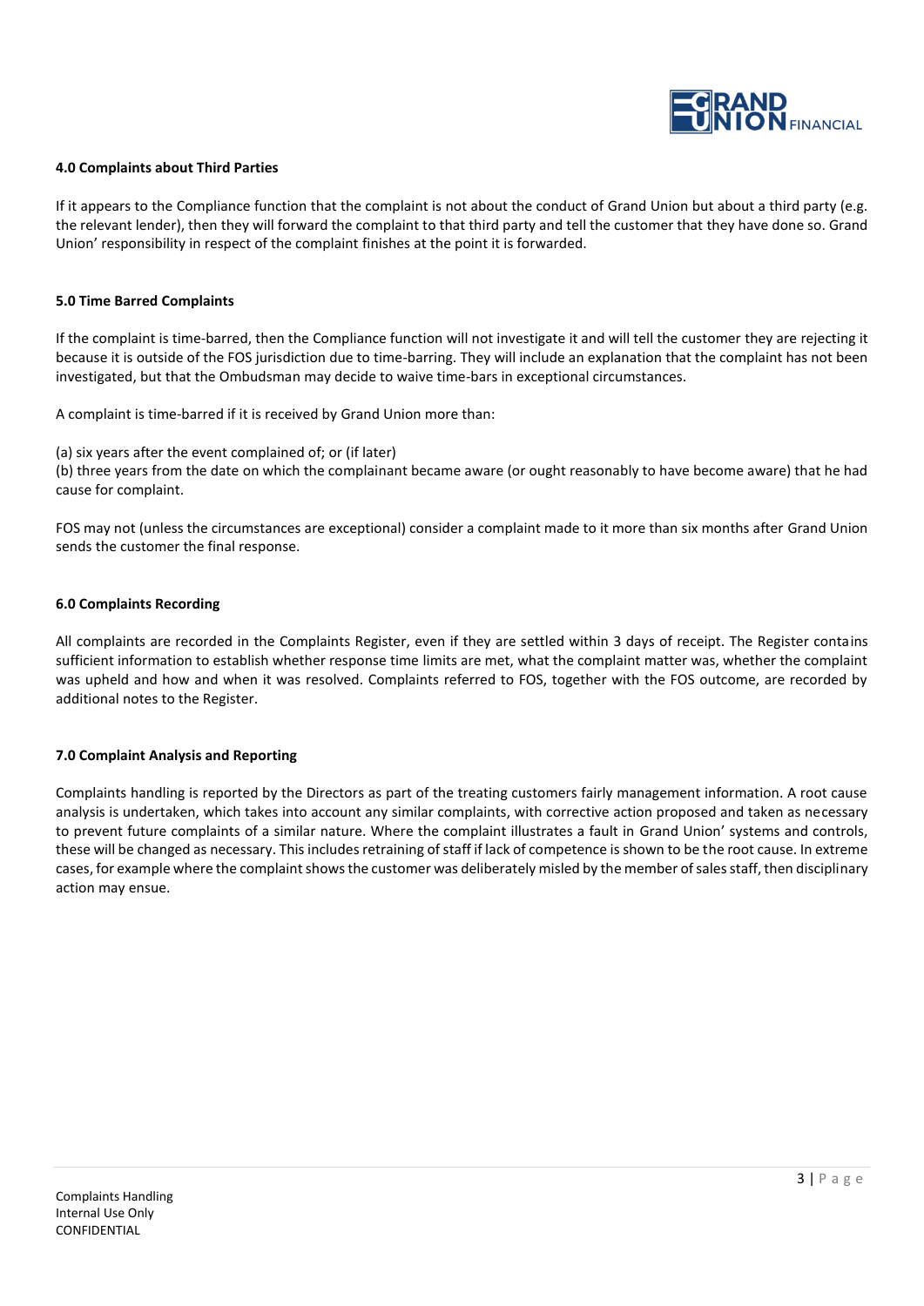### 4.0 Complaints about Third Parties

If it appears to the Compliance function that the complaint is not about the conduct of Grand Union but about a third party (e.g. the relevant lender), then they will forward the complaint to that third party and tell the customer that they have done so. Grand Union' responsibility in respect of the complaint finishes at the point it is forwarded.

### 5.0 Time Barred Complaints

If the complaint is time-barred, then the Compliance function will not investigate it and will tell the customer they are rejecting it because it is outside of the FOS jurisdiction due to time-barring. They will include an explanation that the complaint has not been investigated, but that the Ombudsman may decide to waive time-bars in exceptional circumstances.

A complaint is time-barred if it is received by Grand Union more than:

(a) six years after the event complained of; or (if later)
(b) three years from the date on which the complainant became aware (or ought reasonably to have become aware) that he had cause for complaint.

FOS may not (unless the circumstances are exceptional) consider a complaint made to it more than six months after Grand Union sends the customer the final response.

### 6.0 Complaints Recording

All complaints are recorded in the Complaints Register, even if they are settled within 3 days of receipt. The Register contains sufficient information to establish whether response time limits are met, what the complaint matter was, whether the complaint was upheld and how and when it was resolved. Complaints referred to FOS, together with the FOS outcome, are recorded by additional notes to the Register.

### 7.0 Complaint Analysis and Reporting

Complaints handling is reported by the Directors as part of the treating customers fairly management information. A root cause analysis is undertaken, which takes into account any similar complaints, with corrective action proposed and taken as necessary to prevent future complaints of a similar nature. Where the complaint illustrates a fault in Grand Union' systems and controls, these will be changed as necessary. This includes retraining of staff if lack of competence is shown to be the root cause. In extreme cases, for example where the complaint shows the customer was deliberately misled by the member of sales staff, then disciplinary action may ensue.